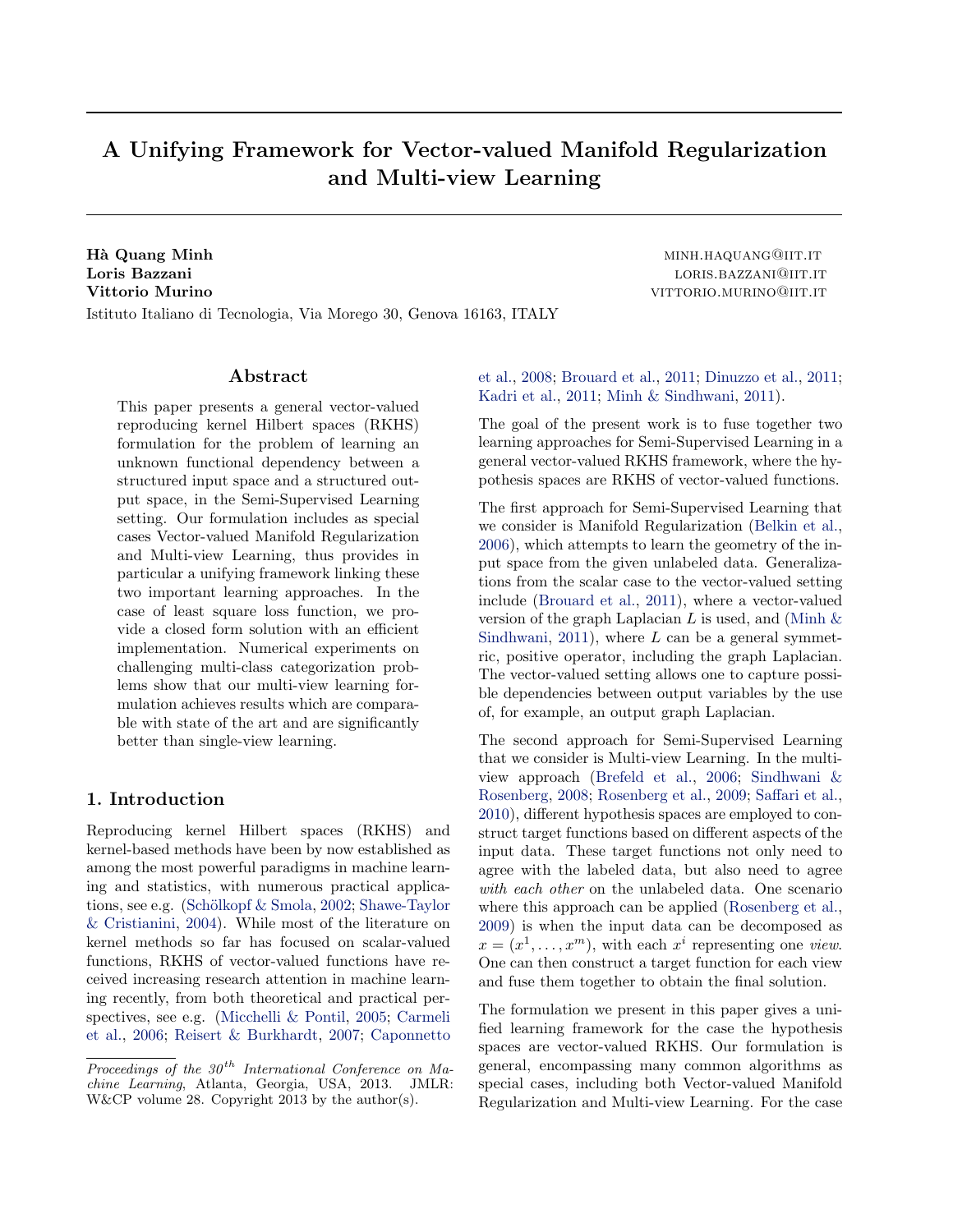# A Unifying Framework for Vector-valued Manifold Regularization and Multi-view Learning

**Hà Quang Minh** MINH.HAQUANG@IIT.IT
**Loris Bazzani** LORIS.BAZZANI@IIT.IT
**Vittorio Murino** VITTORIO.MURINO@IIT.IT
Istituto Italiano di Tecnologia, Via Morego 30, Genova 16163, ITALY

## Abstract

This paper presents a general vector-valued reproducing kernel Hilbert spaces (RKHS) formulation for the problem of learning an unknown functional dependency between a structured input space and a structured output space, in the Semi-Supervised Learning setting. Our formulation includes as special cases Vector-valued Manifold Regularization and Multi-view Learning, thus provides in particular a unifying framework linking these two important learning approaches. In the case of least square loss function, we provide a closed form solution with an efficient implementation. Numerical experiments on challenging multi-class categorization problems show that our multi-view learning formulation achieves results which are comparable with state of the art and are significantly better than single-view learning.

## 1. Introduction

Reproducing kernel Hilbert spaces (RKHS) and kernel-based methods have been by now established as among the most powerful paradigms in machine learning and statistics, with numerous practical applications, see e.g. (Schölkopf & Smola, 2002; Shawe-Taylor & Cristianini, 2004). While most of the literature on kernel methods so far has focused on scalar-valued functions, RKHS of vector-valued functions have received increasing research attention in machine learning recently, from both theoretical and practical perspectives, see e.g. (Micchelli & Pontil, 2005; Carmeli et al., 2006; Reisert & Burkhardt, 2007; Caponnetto et al., 2008; Brouard et al., 2011; Dinuzzo et al., 2011; Kadri et al., 2011; Minh & Sindhwani, 2011).

The goal of the present work is to fuse together two learning approaches for Semi-Supervised Learning in a general vector-valued RKHS framework, where the hypothesis spaces are RKHS of vector-valued functions.

The first approach for Semi-Supervised Learning that we consider is Manifold Regularization (Belkin et al., 2006), which attempts to learn the geometry of the input space from the given unlabeled data. Generalizations from the scalar case to the vector-valued setting include (Brouard et al., 2011), where a vector-valued version of the graph Laplacian $L$ is used, and (Minh & Sindhwani, 2011), where $L$ can be a general symmetric, positive operator, including the graph Laplacian. The vector-valued setting allows one to capture possible dependencies between output variables by the use of, for example, an output graph Laplacian.

The second approach for Semi-Supervised Learning that we consider is Multi-view Learning. In the multi-view approach (Brefeld et al., 2006; Sindhwani & Rosenberg, 2008; Rosenberg et al., 2009; Saffari et al., 2010), different hypothesis spaces are employed to construct target functions based on different aspects of the input data. These target functions not only need to agree with the labeled data, but also need to agree *with each other* on the unlabeled data. One scenario where this approach can be applied (Rosenberg et al., 2009) is when the input data can be decomposed as $x = (x^1, \ldots, x^m)$, with each $x^i$ representing one *view*. One can then construct a target function for each view and fuse them together to obtain the final solution.

The formulation we present in this paper gives a unified learning framework for the case the hypothesis spaces are vector-valued RKHS. Our formulation is general, encompassing many common algorithms as special cases, including both Vector-valued Manifold Regularization and Multi-view Learning. For the case

*Proceedings of the 30th International Conference on Machine Learning*, Atlanta, Georgia, USA, 2013. JMLR: W&CP volume 28. Copyright 2013 by the author(s).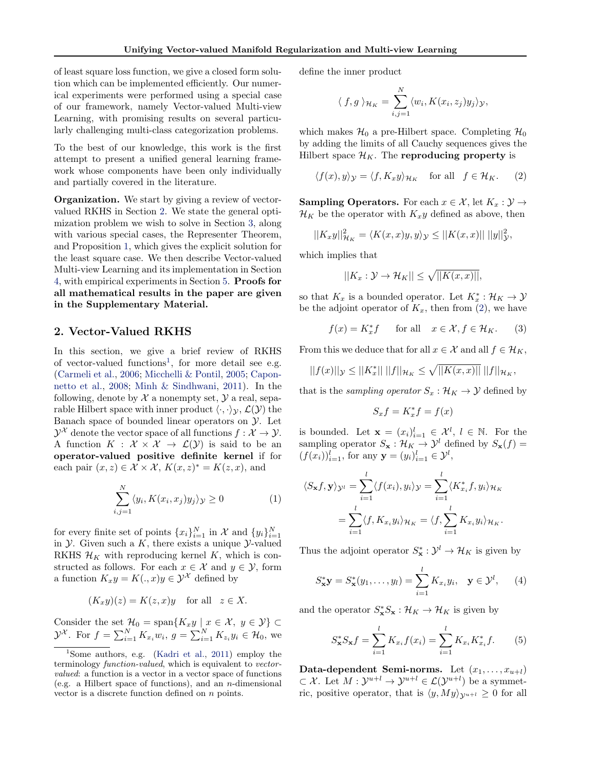of least square loss function, we give a closed form solution which can be implemented efficiently. Our numerical experiments were performed using a special case of our framework, namely Vector-valued Multi-view Learning, with promising results on several particularly challenging multi-class categorization problems.

To the best of our knowledge, this work is the first attempt to present a unified general learning framework whose components have been only individually and partially covered in the literature.

**Organization.** We start by giving a review of vector-valued RKHS in Section 2. We state the general optimization problem we wish to solve in Section 3, along with various special cases, the Representer Theorem, and Proposition 1, which gives the explicit solution for the least square case. We then describe Vector-valued Multi-view Learning and its implementation in Section 4, with empirical experiments in Section 5. **Proofs for all mathematical results in the paper are given in the Supplementary Material.**

## 2. Vector-Valued RKHS

In this section, we give a brief review of RKHS of vector-valued functions[1], for more detail see e.g. (Carmeli et al., 2006; Micchelli & Pontil, 2005; Caponnetto et al., 2008; Minh & Sindhwani, 2011). In the following, denote by $\mathcal{X}$ a nonempty set, $\mathcal{Y}$ a real, separable Hilbert space with inner product $\langle \cdot, \cdot \rangle_{\mathcal{Y}}$, $\mathcal{L}(\mathcal{Y})$ the Banach space of bounded linear operators on $\mathcal{Y}$. Let $\mathcal{Y}^{\mathcal{X}}$ denote the vector space of all functions $f : \mathcal{X} \to \mathcal{Y}$. A function $K : \mathcal{X} \times \mathcal{X} \to \mathcal{L}(\mathcal{Y})$ is said to be an **operator-valued positive definite kernel** if for each pair $(x, z) \in \mathcal{X} \times \mathcal{X}$, $K(x, z)^* = K(z, x)$, and

$$\sum_{i,j=1}^{N} \langle y_i, K(x_i, x_j) y_j \rangle_{\mathcal{Y}} \geq 0 \tag{1}$$

for every finite set of points $\{x_i\}_{i=1}^N$ in $\mathcal{X}$ and $\{y_i\}_{i=1}^N$ in $\mathcal{Y}$. Given such a $K$, there exists a unique $\mathcal{Y}$-valued RKHS $\mathcal{H}_K$ with reproducing kernel $K$, which is constructed as follows. For each $x \in \mathcal{X}$ and $y \in \mathcal{Y}$, form a function $K_x y = K(., x) y \in \mathcal{Y}^{\mathcal{X}}$ defined by

$$(K_x y)(z) = K(z, x) y \quad \text{for all} \quad z \in X.$$

Consider the set $\mathcal{H}_0 = \text{span}\{K_x y \mid x \in \mathcal{X}, \ y \in \mathcal{Y}\} \subset \mathcal{Y}^{\mathcal{X}}$. For $f = \sum_{i=1}^N K_{x_i} w_i$, $g = \sum_{i=1}^N K_{z_i} y_i \in \mathcal{H}_0$, we define the inner product

$$\langle \, f, g \, \rangle_{\mathcal{H}_K} = \sum_{i,j=1}^{N} \langle w_i, K(x_i, z_j) y_j \rangle_{\mathcal{Y}},$$

which makes $\mathcal{H}_0$ a pre-Hilbert space. Completing $\mathcal{H}_0$ by adding the limits of all Cauchy sequences gives the Hilbert space $\mathcal{H}_K$. The **reproducing property** is

$$\langle f(x), y \rangle_{\mathcal{Y}} = \langle f, K_x y \rangle_{\mathcal{H}_K} \quad \text{for all} \quad f \in \mathcal{H}_K. \tag{2}$$

**Sampling Operators.** For each $x \in \mathcal{X}$, let $K_x : \mathcal{Y} \to \mathcal{H}_K$ be the operator with $K_x y$ defined as above, then

$$||K_x y||^2_{\mathcal{H}_K} = \langle K(x, x) y, y \rangle_{\mathcal{Y}} \leq ||K(x, x)|| \, ||y||^2_{\mathcal{Y}},$$

which implies that

$$||K_x : \mathcal{Y} \to \mathcal{H}_K|| \leq \sqrt{||K(x, x)||},$$

so that $K_x$ is a bounded operator. Let $K_x^* : \mathcal{H}_K \to \mathcal{Y}$ be the adjoint operator of $K_x$, then from (2), we have

$$f(x) = K_x^* f \qquad \text{for all} \quad x \in \mathcal{X}, f \in \mathcal{H}_K. \tag{3}$$

From this we deduce that for all $x \in \mathcal{X}$ and all $f \in \mathcal{H}_K$,

$$||f(x)||_{\mathcal{Y}} \leq ||K_x^*|| \, ||f||_{\mathcal{H}_K} \leq \sqrt{||K(x, x)||} \, ||f||_{\mathcal{H}_K},$$

that is the *sampling operator* $S_x : \mathcal{H}_K \to \mathcal{Y}$ defined by

$$S_x f = K_x^* f = f(x)$$

is bounded. Let $\mathbf{x} = (x_i)_{i=1}^l \in \mathcal{X}^l$, $l \in \mathbb{N}$. For the sampling operator $S_{\mathbf{x}} : \mathcal{H}_K \to \mathcal{Y}^l$ defined by $S_{\mathbf{x}}(f) = (f(x_i))_{i=1}^l$, for any $\mathbf{y} = (y_i)_{i=1}^l \in \mathcal{Y}^l$,

$$\begin{aligned}
\langle S_{\mathbf{x}} f, \mathbf{y} \rangle_{\mathcal{Y}^l} &= \sum_{i=1}^{l} \langle f(x_i), y_i \rangle_{\mathcal{Y}} = \sum_{i=1}^{l} \langle K_{x_i}^* f, y_i \rangle_{\mathcal{H}_K} \\
&= \sum_{i=1}^{l} \langle f, K_{x_i} y_i \rangle_{\mathcal{H}_K} = \langle f, \sum_{i=1}^{l} K_{x_i} y_i \rangle_{\mathcal{H}_K}.
\end{aligned}$$

Thus the adjoint operator $S_{\mathbf{x}}^* : \mathcal{Y}^l \to \mathcal{H}_K$ is given by

$$S_{\mathbf{x}}^* \mathbf{y} = S_{\mathbf{x}}^*(y_1, \ldots, y_l) = \sum_{i=1}^{l} K_{x_i} y_i, \quad \mathbf{y} \in \mathcal{Y}^l, \tag{4}$$

and the operator $S_{\mathbf{x}}^* S_{\mathbf{x}} : \mathcal{H}_K \to \mathcal{H}_K$ is given by

$$S_{\mathbf{x}}^* S_{\mathbf{x}} f = \sum_{i=1}^{l} K_{x_i} f(x_i) = \sum_{i=1}^{l} K_{x_i} K_{x_i}^* f. \tag{5}$$

**Data-dependent Semi-norms.** Let $(x_1, \ldots, x_{u+l}) \subset \mathcal{X}$. Let $M : \mathcal{Y}^{u+l} \to \mathcal{Y}^{u+l} \in \mathcal{L}(\mathcal{Y}^{u+l})$ be a symmetric, positive operator, that is $\langle y, My \rangle_{\mathcal{Y}^{u+l}} \geq 0$ for all

[1] Some authors, e.g. (Kadri et al., 2011) employ the terminology *function-valued*, which is equivalent to *vector-valued*: a function is a vector in a vector space of functions (e.g. a Hilbert space of functions), and an $n$-dimensional vector is a discrete function defined on $n$ points.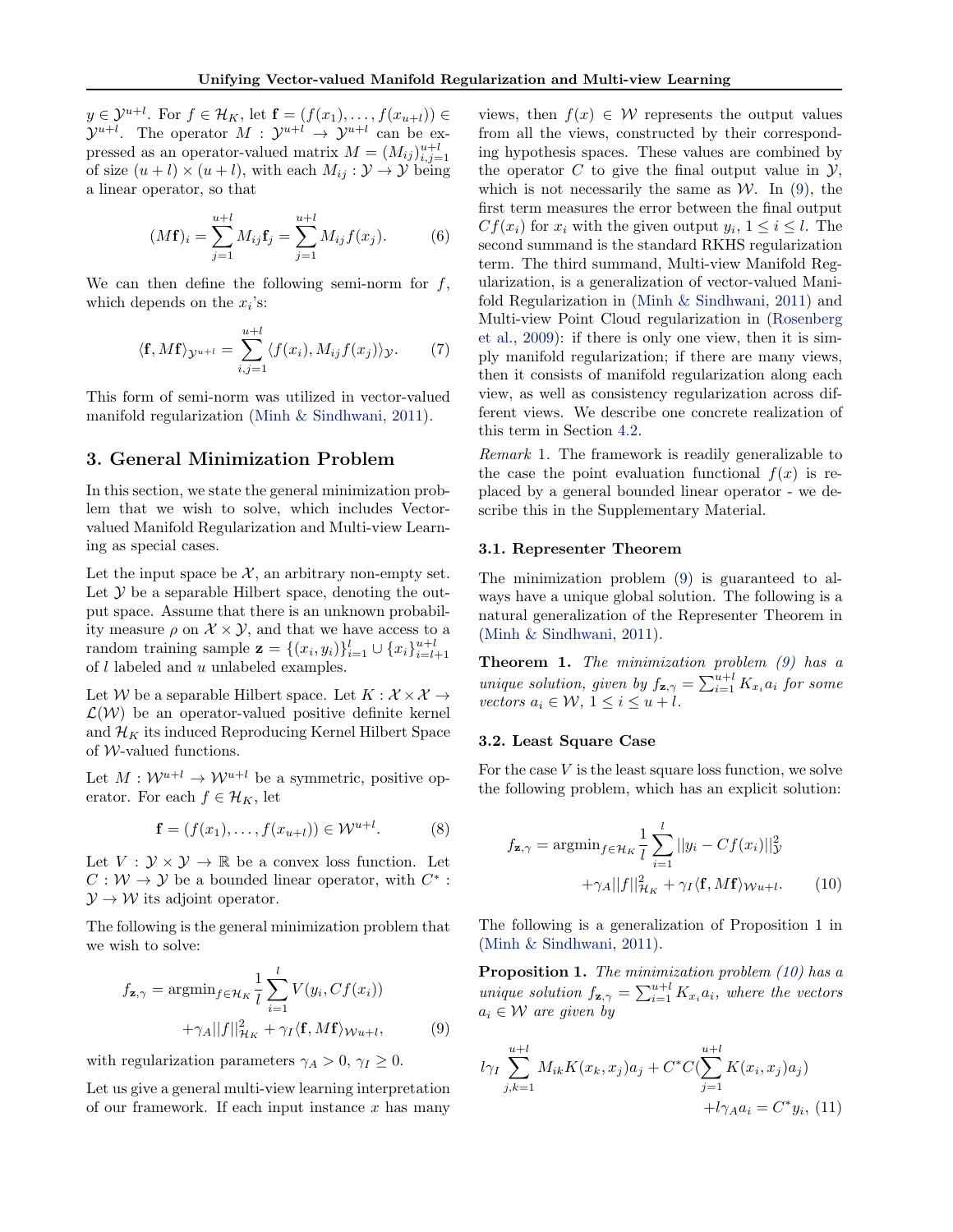$y \in \mathcal{Y}^{u+l}$. For $f \in \mathcal{H}_K$, let $\mathbf{f} = (f(x_1), \ldots, f(x_{u+l})) \in \mathcal{Y}^{u+l}$. The operator $M : \mathcal{Y}^{u+l} \to \mathcal{Y}^{u+l}$ can be expressed as an operator-valued matrix $M = (M_{ij})_{i,j=1}^{u+l}$ of size $(u+l) \times (u+l)$, with each $M_{ij} : \mathcal{Y} \to \mathcal{Y}$ being a linear operator, so that

$$(M\mathbf{f})_i = \sum_{j=1}^{u+l} M_{ij}\mathbf{f}_j = \sum_{j=1}^{u+l} M_{ij} f(x_j). \tag{6}$$

We can then define the following semi-norm for $f$, which depends on the $x_i$'s:

$$\langle \mathbf{f}, M\mathbf{f} \rangle_{\mathcal{Y}^{u+l}} = \sum_{i,j=1}^{u+l} \langle f(x_i), M_{ij} f(x_j) \rangle_{\mathcal{Y}}. \tag{7}$$

This form of semi-norm was utilized in vector-valued manifold regularization (Minh & Sindhwani, 2011).

## 3. General Minimization Problem

In this section, we state the general minimization problem that we wish to solve, which includes Vector-valued Manifold Regularization and Multi-view Learning as special cases.

Let the input space be $\mathcal{X}$, an arbitrary non-empty set. Let $\mathcal{Y}$ be a separable Hilbert space, denoting the output space. Assume that there is an unknown probability measure $\rho$ on $\mathcal{X} \times \mathcal{Y}$, and that we have access to a random training sample $\mathbf{z} = \{(x_i, y_i)\}_{i=1}^{l} \cup \{x_i\}_{i=l+1}^{u+l}$ of $l$ labeled and $u$ unlabeled examples.

Let $\mathcal{W}$ be a separable Hilbert space. Let $K : \mathcal{X} \times \mathcal{X} \to \mathcal{L}(\mathcal{W})$ be an operator-valued positive definite kernel and $\mathcal{H}_K$ its induced Reproducing Kernel Hilbert Space of $\mathcal{W}$-valued functions.

Let $M : \mathcal{W}^{u+l} \to \mathcal{W}^{u+l}$ be a symmetric, positive operator. For each $f \in \mathcal{H}_K$, let

$$\mathbf{f} = (f(x_1), \ldots, f(x_{u+l})) \in \mathcal{W}^{u+l}. \tag{8}$$

Let $V : \mathcal{Y} \times \mathcal{Y} \to \mathbb{R}$ be a convex loss function. Let $C : \mathcal{W} \to \mathcal{Y}$ be a bounded linear operator, with $C^* : \mathcal{Y} \to \mathcal{W}$ its adjoint operator.

The following is the general minimization problem that we wish to solve:

$$f_{\mathbf{z},\gamma} = \text{argmin}_{f \in \mathcal{H}_K} \frac{1}{l} \sum_{i=1}^{l} V(y_i, Cf(x_i)) + \gamma_A ||f||^2_{\mathcal{H}_K} + \gamma_I \langle \mathbf{f}, M\mathbf{f} \rangle_{\mathcal{W}^{u+l}}, \tag{9}$$

with regularization parameters $\gamma_A > 0$, $\gamma_I \geq 0$.

Let us give a general multi-view learning interpretation of our framework. If each input instance $x$ has many views, then $f(x) \in \mathcal{W}$ represents the output values from all the views, constructed by their corresponding hypothesis spaces. These values are combined by the operator $C$ to give the final output value in $\mathcal{Y}$, which is not necessarily the same as $\mathcal{W}$. In (9), the first term measures the error between the final output $Cf(x_i)$ for $x_i$ with the given output $y_i$, $1 \leq i \leq l$. The second summand is the standard RKHS regularization term. The third summand, Multi-view Manifold Regularization, is a generalization of vector-valued Manifold Regularization in (Minh & Sindhwani, 2011) and Multi-view Point Cloud regularization in (Rosenberg et al., 2009): if there is only one view, then it is simply manifold regularization; if there are many views, then it consists of manifold regularization along each view, as well as consistency regularization across different views. We describe one concrete realization of this term in Section 4.2.

*Remark* 1. The framework is readily generalizable to the case the point evaluation functional $f(x)$ is replaced by a general bounded linear operator - we describe this in the Supplementary Material.

### 3.1. Representer Theorem

The minimization problem (9) is guaranteed to always have a unique global solution. The following is a natural generalization of the Representer Theorem in (Minh & Sindhwani, 2011).

**Theorem 1.** *The minimization problem (9) has a unique solution, given by $f_{\mathbf{z},\gamma} = \sum_{i=1}^{u+l} K_{x_i} a_i$ for some vectors $a_i \in \mathcal{W}$, $1 \leq i \leq u+l$.*

### 3.2. Least Square Case

For the case $V$ is the least square loss function, we solve the following problem, which has an explicit solution:

$$f_{\mathbf{z},\gamma} = \text{argmin}_{f \in \mathcal{H}_K} \frac{1}{l} \sum_{i=1}^{l} ||y_i - Cf(x_i)||^2_{\mathcal{Y}} + \gamma_A ||f||^2_{\mathcal{H}_K} + \gamma_I \langle \mathbf{f}, M\mathbf{f} \rangle_{\mathcal{W}^{u+l}}. \tag{10}$$

The following is a generalization of Proposition 1 in (Minh & Sindhwani, 2011).

**Proposition 1.** *The minimization problem (10) has a unique solution $f_{\mathbf{z},\gamma} = \sum_{i=1}^{u+l} K_{x_i} a_i$, where the vectors $a_i \in \mathcal{W}$ are given by*

$$l\gamma_I \sum_{j,k=1}^{u+l} M_{ik} K(x_k, x_j) a_j + C^*C\left(\sum_{j=1}^{u+l} K(x_i, x_j) a_j\right) + l\gamma_A a_i = C^* y_i, \tag{11}$$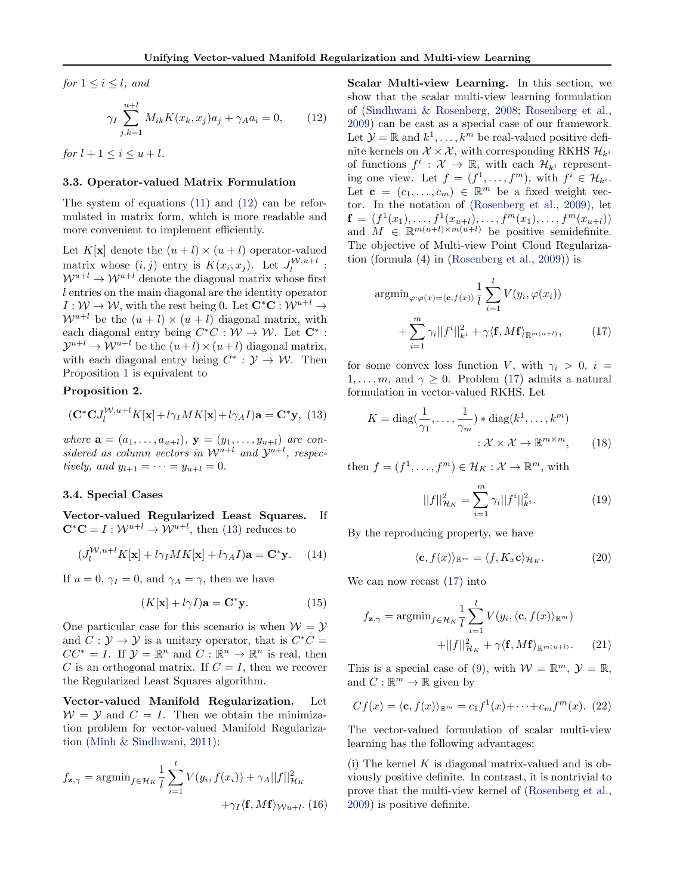*for* $1 \leq i \leq l$*, and*

$$\gamma_I \sum_{j,k=1}^{u+l} M_{ik} K(x_k, x_j) a_j + \gamma_A a_i = 0, \quad (12)$$

*for* $l+1 \leq i \leq u+l$*.*

### 3.3. Operator-valued Matrix Formulation

The system of equations (11) and (12) can be reformulated in matrix form, which is more readable and more convenient to implement efficiently.

Let $K[\mathbf{x}]$ denote the $(u+l) \times (u+l)$ operator-valued matrix whose $(i,j)$ entry is $K(x_i, x_j)$. Let $J_l^{\mathcal{W}, u+l} : \mathcal{W}^{u+l} \to \mathcal{W}^{u+l}$ denote the diagonal matrix whose first $l$ entries on the main diagonal are the identity operator $I : \mathcal{W} \to \mathcal{W}$, with the rest being 0. Let $\mathbf{C}^*\mathbf{C} : \mathcal{W}^{u+l} \to \mathcal{W}^{u+l}$ be the $(u+l) \times (u+l)$ diagonal matrix, with each diagonal entry being $C^*C : \mathcal{W} \to \mathcal{W}$. Let $\mathbf{C}^* : \mathcal{Y}^{u+l} \to \mathcal{W}^{u+l}$ be the $(u+l) \times (u+l)$ diagonal matrix, with each diagonal entry being $C^* : \mathcal{Y} \to \mathcal{W}$. Then Proposition 1 is equivalent to

**Proposition 2.**

$$(\mathbf{C}^*\mathbf{C} J_l^{\mathcal{W}, u+l} K[\mathbf{x}] + l\gamma_I M K[\mathbf{x}] + l\gamma_A I)\mathbf{a} = \mathbf{C}^*\mathbf{y}, \quad (13)$$

*where* $\mathbf{a} = (a_1, \ldots, a_{u+l})$*,* $\mathbf{y} = (y_1, \ldots, y_{u+l})$ *are considered as column vectors in* $\mathcal{W}^{u+l}$ *and* $\mathcal{Y}^{u+l}$*, respectively, and* $y_{l+1} = \cdots = y_{u+l} = 0$*.*

### 3.4. Special Cases

**Vector-valued Regularized Least Squares.** If $\mathbf{C}^*\mathbf{C} = I : \mathcal{W}^{u+l} \to \mathcal{W}^{u+l}$, then (13) reduces to

$$(J_l^{\mathcal{W}, u+l} K[\mathbf{x}] + l\gamma_I M K[\mathbf{x}] + l\gamma_A I)\mathbf{a} = \mathbf{C}^*\mathbf{y}. \quad (14)$$

If $u = 0$, $\gamma_I = 0$, and $\gamma_A = \gamma$, then we have

$$(K[\mathbf{x}] + l\gamma I)\mathbf{a} = \mathbf{C}^*\mathbf{y}. \quad (15)$$

One particular case for this scenario is when $\mathcal{W} = \mathcal{Y}$ and $C : \mathcal{Y} \to \mathcal{Y}$ is a unitary operator, that is $C^*C = CC^* = I$. If $\mathcal{Y} = \mathbb{R}^n$ and $C : \mathbb{R}^n \to \mathbb{R}^n$ is real, then $C$ is an orthogonal matrix. If $C = I$, then we recover the Regularized Least Squares algorithm.

**Vector-valued Manifold Regularization.** Let $\mathcal{W} = \mathcal{Y}$ and $C = I$. Then we obtain the minimization problem for vector-valued Manifold Regularization (Minh & Sindhwani, 2011):

$$f_{\mathbf{z},\gamma} = \text{argmin}_{f \in \mathcal{H}_K} \frac{1}{l} \sum_{i=1}^{l} V(y_i, f(x_i)) + \gamma_A ||f||^2_{\mathcal{H}_K} + \gamma_I \langle \mathbf{f}, M\mathbf{f} \rangle_{\mathcal{W}^{u+l}}. \quad (16)$$

**Scalar Multi-view Learning.** In this section, we show that the scalar multi-view learning formulation of (Sindhwani & Rosenberg, 2008; Rosenberg et al., 2009) can be cast as a special case of our framework. Let $\mathcal{Y} = \mathbb{R}$ and $k^1, \ldots, k^m$ be real-valued positive definite kernels on $\mathcal{X} \times \mathcal{X}$, with corresponding RKHS $\mathcal{H}_{k^i}$ of functions $f^i : \mathcal{X} \to \mathbb{R}$, with each $\mathcal{H}_{k^i}$ representing one view. Let $f = (f^1, \ldots, f^m)$, with $f^i \in \mathcal{H}_{k^i}$. Let $\mathbf{c} = (c_1, \ldots, c_m) \in \mathbb{R}^m$ be a fixed weight vector. In the notation of (Rosenberg et al., 2009), let $\mathbf{f} = (f^1(x_1), \ldots, f^1(x_{u+l}), \ldots, f^m(x_1), \ldots, f^m(x_{u+l}))$ and $M \in \mathbb{R}^{m(u+l) \times m(u+l)}$ be positive semidefinite. The objective of Multi-view Point Cloud Regularization (formula (4) in (Rosenberg et al., 2009)) is

$$\text{argmin}_{\varphi : \varphi(x) = \langle \mathbf{c}, f(x) \rangle} \frac{1}{l} \sum_{i=1}^{l} V(y_i, \varphi(x_i)) + \sum_{i=1}^{m} \gamma_i ||f^i||^2_{k^i} + \gamma \langle \mathbf{f}, M\mathbf{f} \rangle_{\mathbb{R}^{m(u+l)}}, \quad (17)$$

for some convex loss function $V$, with $\gamma_i > 0$, $i = 1, \ldots, m$, and $\gamma \geq 0$. Problem (17) admits a natural formulation in vector-valued RKHS. Let

$$K = \text{diag}(\frac{1}{\gamma_1}, \ldots, \frac{1}{\gamma_m}) * \text{diag}(k^1, \ldots, k^m) : \mathcal{X} \times \mathcal{X} \to \mathbb{R}^{m \times m}, \quad (18)$$

then $f = (f^1, \ldots, f^m) \in \mathcal{H}_K : \mathcal{X} \to \mathbb{R}^m$, with

$$||f||^2_{\mathcal{H}_K} = \sum_{i=1}^{m} \gamma_i ||f^i||^2_{k^i}. \quad (19)$$

By the reproducing property, we have

$$\langle \mathbf{c}, f(x) \rangle_{\mathbb{R}^m} = \langle f, K_x \mathbf{c} \rangle_{\mathcal{H}_K}. \quad (20)$$

We can now recast (17) into

$$f_{\mathbf{z},\gamma} = \text{argmin}_{f \in \mathcal{H}_K} \frac{1}{l} \sum_{i=1}^{l} V(y_i, \langle \mathbf{c}, f(x) \rangle_{\mathbb{R}^m}) + ||f||^2_{\mathcal{H}_K} + \gamma \langle \mathbf{f}, M\mathbf{f} \rangle_{\mathbb{R}^{m(u+l)}}. \quad (21)$$

This is a special case of (9), with $\mathcal{W} = \mathbb{R}^m$, $\mathcal{Y} = \mathbb{R}$, and $C : \mathbb{R}^m \to \mathbb{R}$ given by

$$Cf(x) = \langle \mathbf{c}, f(x) \rangle_{\mathbb{R}^m} = c_1 f^1(x) + \cdots + c_m f^m(x). \quad (22)$$

The vector-valued formulation of scalar multi-view learning has the following advantages:

(i) The kernel $K$ is diagonal matrix-valued and is obviously positive definite. In contrast, it is nontrivial to prove that the multi-view kernel of (Rosenberg et al., 2009) is positive definite.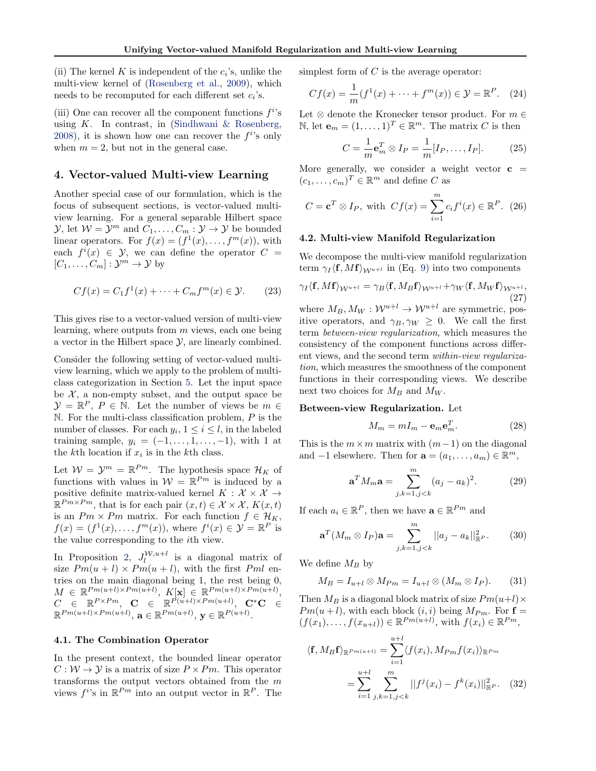(ii) The kernel $K$ is independent of the $c_i$'s, unlike the multi-view kernel of (Rosenberg et al., 2009), which needs to be recomputed for each different set $c_i$'s.

(iii) One can recover all the component functions $f^i$'s using $K$. In contrast, in (Sindhwani & Rosenberg, 2008), it is shown how one can recover the $f^i$'s only when $m = 2$, but not in the general case.

## 4. Vector-valued Multi-view Learning

Another special case of our formulation, which is the focus of subsequent sections, is vector-valued multi-view learning. For a general separable Hilbert space $\mathcal{Y}$, let $\mathcal{W} = \mathcal{Y}^m$ and $C_1, \ldots, C_m : \mathcal{Y} \to \mathcal{Y}$ be bounded linear operators. For $f(x) = (f^1(x), \ldots, f^m(x))$, with each $f^i(x) \in \mathcal{Y}$, we can define the operator $C = [C_1, \ldots, C_m] : \mathcal{Y}^m \to \mathcal{Y}$ by

$$Cf(x) = C_1 f^1(x) + \cdots + C_m f^m(x) \in \mathcal{Y}. \quad (23)$$

This gives rise to a vector-valued version of multi-view learning, where outputs from $m$ views, each one being a vector in the Hilbert space $\mathcal{Y}$, are linearly combined.

Consider the following setting of vector-valued multi-view learning, which we apply to the problem of multi-class categorization in Section 5. Let the input space be $\mathcal{X}$, a non-empty subset, and the output space be $\mathcal{Y} = \mathbb{R}^P$, $P \in \mathbb{N}$. Let the number of views be $m \in \mathbb{N}$. For the multi-class classification problem, $P$ is the number of classes. For each $y_i$, $1 \leq i \leq l$, in the labeled training sample, $y_i = (-1, \ldots, 1, \ldots, -1)$, with 1 at the $k$th location if $x_i$ is in the $k$th class.

Let $\mathcal{W} = \mathcal{Y}^m = \mathbb{R}^{Pm}$. The hypothesis space $\mathcal{H}_K$ of functions with values in $\mathcal{W} = \mathbb{R}^{Pm}$ is induced by a positive definite matrix-valued kernel $K : \mathcal{X} \times \mathcal{X} \to \mathbb{R}^{Pm \times Pm}$, that is for each pair $(x, t) \in \mathcal{X} \times \mathcal{X}$, $K(x, t)$ is an $Pm \times Pm$ matrix. For each function $f \in \mathcal{H}_K$, $f(x) = (f^1(x), \ldots, f^m(x))$, where $f^i(x) \in \mathcal{Y} = \mathbb{R}^P$ is the value corresponding to the $i$th view.

In Proposition 2, $J_l^{\mathcal{W}, u+l}$ is a diagonal matrix of size $Pm(u+l) \times Pm(u+l)$, with the first $Pml$ entries on the main diagonal being 1, the rest being 0, $M \in \mathbb{R}^{Pm(u+l) \times Pm(u+l)}$, $K[\mathbf{x}] \in \mathbb{R}^{Pm(u+l) \times Pm(u+l)}$, $C \in \mathbb{R}^{P \times Pm}$, $\mathbf{C} \in \mathbb{R}^{P(u+l) \times Pm(u+l)}$, $\mathbf{C}^*\mathbf{C} \in \mathbb{R}^{Pm(u+l) \times Pm(u+l)}$, $\mathbf{a} \in \mathbb{R}^{Pm(u+l)}$, $\mathbf{y} \in \mathbb{R}^{P(u+l)}$.

### 4.1. The Combination Operator

In the present context, the bounded linear operator $C : \mathcal{W} \to \mathcal{Y}$ is a matrix of size $P \times Pm$. This operator transforms the output vectors obtained from the $m$ views $f^i$'s in $\mathbb{R}^{Pm}$ into an output vector in $\mathbb{R}^P$. The simplest form of $C$ is the average operator:

$$Cf(x) = \frac{1}{m}(f^1(x) + \cdots + f^m(x)) \in \mathcal{Y} = \mathbb{R}^P. \quad (24)$$

Let $\otimes$ denote the Kronecker tensor product. For $m \in \mathbb{N}$, let $\mathbf{e}_m = (1, \ldots, 1)^T \in \mathbb{R}^m$. The matrix $C$ is then

$$C = \frac{1}{m}\mathbf{e}_m^T \otimes I_P = \frac{1}{m}[I_P, \ldots, I_P]. \quad (25)$$

More generally, we consider a weight vector $\mathbf{c} = (c_1, \ldots, c_m)^T \in \mathbb{R}^m$ and define $C$ as

$$C = \mathbf{c}^T \otimes I_P, \text{ with } Cf(x) = \sum_{i=1}^{m} c_i f^i(x) \in \mathbb{R}^P. \quad (26)$$

### 4.2. Multi-view Manifold Regularization

We decompose the multi-view manifold regularization term $\gamma_I \langle \mathbf{f}, M\mathbf{f} \rangle_{\mathcal{W}^{u+l}}$ in (Eq. 9) into two components

$$\gamma_I \langle \mathbf{f}, M\mathbf{f} \rangle_{\mathcal{W}^{u+l}} = \gamma_B \langle \mathbf{f}, M_B \mathbf{f} \rangle_{\mathcal{W}^{u+l}} + \gamma_W \langle \mathbf{f}, M_W \mathbf{f} \rangle_{\mathcal{W}^{u+l}}, \quad (27)$$

where $M_B, M_W : \mathcal{W}^{u+l} \to \mathcal{W}^{u+l}$ are symmetric, positive operators, and $\gamma_B, \gamma_W \geq 0$. We call the first term *between-view regularization*, which measures the consistency of the component functions across different views, and the second term *within-view regularization*, which measures the smoothness of the component functions in their corresponding views. We describe next two choices for $M_B$ and $M_W$.

**Between-view Regularization.** Let

$$M_m = mI_m - \mathbf{e}_m \mathbf{e}_m^T. \quad (28)$$

This is the $m \times m$ matrix with $(m-1)$ on the diagonal and $-1$ elsewhere. Then for $\mathbf{a} = (a_1, \ldots, a_m) \in \mathbb{R}^m$,

$$\mathbf{a}^T M_m \mathbf{a} = \sum_{j,k=1, j<k}^{m} (a_j - a_k)^2. \quad (29)$$

If each $a_i \in \mathbb{R}^P$, then we have $\mathbf{a} \in \mathbb{R}^{Pm}$ and

$$\mathbf{a}^T (M_m \otimes I_P) \mathbf{a} = \sum_{j,k=1, j<k}^{m} ||a_j - a_k||_{\mathbb{R}^P}^2. \quad (30)$$

We define $M_B$ by

$$M_B = I_{u+l} \otimes M_{Pm} = I_{u+l} \otimes (M_m \otimes I_P). \quad (31)$$

Then $M_B$ is a diagonal block matrix of size $Pm(u+l) \times Pm(u+l)$, with each block $(i,i)$ being $M_{Pm}$. For $\mathbf{f} = (f(x_1), \ldots, f(x_{u+l})) \in \mathbb{R}^{Pm(u+l)}$, with $f(x_i) \in \mathbb{R}^{Pm}$,

$$\begin{aligned}\langle \mathbf{f}, M_B \mathbf{f} \rangle_{\mathbb{R}^{Pm(u+l)}} &= \sum_{i=1}^{u+l} \langle f(x_i), M_{Pm} f(x_i) \rangle_{\mathbb{R}^{Pm}} \\ &= \sum_{i=1}^{u+l} \sum_{j,k=1, j<k}^{m} ||f^j(x_i) - f^k(x_i)||_{\mathbb{R}^P}^2. \quad (32)\end{aligned}$$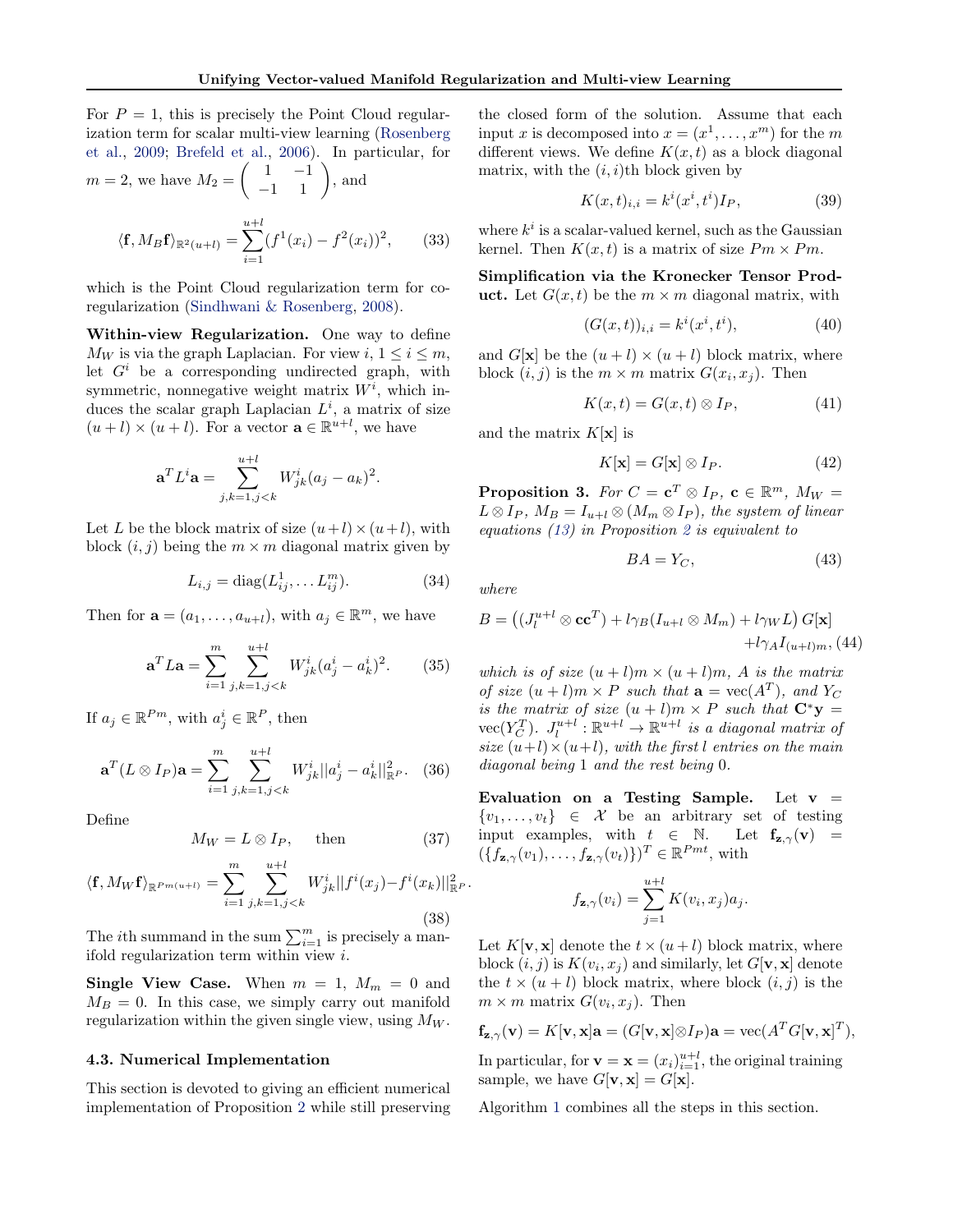For $P = 1$, this is precisely the Point Cloud regularization term for scalar multi-view learning (Rosenberg et al., 2009; Brefeld et al., 2006). In particular, for $m = 2$, we have $M_2 = \begin{pmatrix} 1 & -1 \\ -1 & 1 \end{pmatrix}$, and

$$\langle \mathbf{f}, M_B \mathbf{f} \rangle_{\mathbb{R}^{2(u+l)}} = \sum_{i=1}^{u+l} (f^1(x_i) - f^2(x_i))^2, \tag{33}$$

which is the Point Cloud regularization term for co-regularization (Sindhwani & Rosenberg, 2008).

**Within-view Regularization.** One way to define $M_W$ is via the graph Laplacian. For view $i$, $1 \leq i \leq m$, let $G^i$ be a corresponding undirected graph, with symmetric, nonnegative weight matrix $W^i$, which induces the scalar graph Laplacian $L^i$, a matrix of size $(u+l) \times (u+l)$. For a vector $\mathbf{a} \in \mathbb{R}^{u+l}$, we have

$$\mathbf{a}^T L^i \mathbf{a} = \sum_{j,k=1, j<k}^{u+l} W^i_{jk} (a_j - a_k)^2.$$

Let $L$ be the block matrix of size $(u+l) \times (u+l)$, with block $(i,j)$ being the $m \times m$ diagonal matrix given by

$$L_{i,j} = \text{diag}(L^1_{ij}, \dots L^m_{ij}). \tag{34}$$

Then for $\mathbf{a} = (a_1, \dots, a_{u+l})$, with $a_j \in \mathbb{R}^m$, we have

$$\mathbf{a}^T L \mathbf{a} = \sum_{i=1}^{m} \sum_{j,k=1, j<k}^{u+l} W^i_{jk} (a^i_j - a^i_k)^2. \tag{35}$$

If $a_j \in \mathbb{R}^{Pm}$, with $a^i_j \in \mathbb{R}^P$, then

$$\mathbf{a}^T (L \otimes I_P) \mathbf{a} = \sum_{i=1}^{m} \sum_{j,k=1, j<k}^{u+l} W^i_{jk} ||a^i_j - a^i_k||^2_{\mathbb{R}^P}. \tag{36}$$

Define

$$M_W = L \otimes I_P, \quad \text{then} \tag{37}$$

$$\langle \mathbf{f}, M_W \mathbf{f} \rangle_{\mathbb{R}^{Pm(u+l)}} = \sum_{i=1}^{m} \sum_{j,k=1, j<k}^{u+l} W^i_{jk} ||f^i(x_j) - f^i(x_k)||^2_{\mathbb{R}^P}. \tag{38}$$

The $i$th summand in the sum $\sum_{i=1}^m$ is precisely a manifold regularization term within view $i$.

**Single View Case.** When $m = 1$, $M_m = 0$ and $M_B = 0$. In this case, we simply carry out manifold regularization within the given single view, using $M_W$.

### 4.3. Numerical Implementation

This section is devoted to giving an efficient numerical implementation of Proposition 2 while still preserving the closed form of the solution. Assume that each input $x$ is decomposed into $x = (x^1, \dots, x^m)$ for the $m$ different views. We define $K(x,t)$ as a block diagonal matrix, with the $(i,i)$th block given by

$$K(x,t)_{i,i} = k^i(x^i, t^i) I_P, \tag{39}$$

where $k^i$ is a scalar-valued kernel, such as the Gaussian kernel. Then $K(x,t)$ is a matrix of size $Pm \times Pm$.

**Simplification via the Kronecker Tensor Product.** Let $G(x,t)$ be the $m \times m$ diagonal matrix, with

$$(G(x,t))_{i,i} = k^i(x^i, t^i), \tag{40}$$

and $G[\mathbf{x}]$ be the $(u+l) \times (u+l)$ block matrix, where block $(i,j)$ is the $m \times m$ matrix $G(x_i, x_j)$. Then

$$K(x,t) = G(x,t) \otimes I_P, \tag{41}$$

and the matrix $K[\mathbf{x}]$ is

$$K[\mathbf{x}] = G[\mathbf{x}] \otimes I_P. \tag{42}$$

**Proposition 3.** *For $C = \mathbf{c}^T \otimes I_P$, $\mathbf{c} \in \mathbb{R}^m$, $M_W = L \otimes I_P$, $M_B = I_{u+l} \otimes (M_m \otimes I_P)$, the system of linear equations (13) in Proposition 2 is equivalent to*

$$BA = Y_C, \tag{43}$$

*where*

$$B = \left( (J_l^{u+l} \otimes \mathbf{c}\mathbf{c}^T) + l\gamma_B (I_{u+l} \otimes M_m) + l\gamma_W L \right) G[\mathbf{x}] + l\gamma_A I_{(u+l)m}, \tag{44}$$

*which is of size $(u+l)m \times (u+l)m$, $A$ is the matrix of size $(u+l)m \times P$ such that $\mathbf{a} = \text{vec}(A^T)$, and $Y_C$ is the matrix of size $(u+l)m \times P$ such that $\mathbf{C}^*\mathbf{y} = \text{vec}(Y_C^T)$. $J_l^{u+l} : \mathbb{R}^{u+l} \to \mathbb{R}^{u+l}$ is a diagonal matrix of size $(u+l) \times (u+l)$, with the first $l$ entries on the main diagonal being 1 and the rest being 0.*

**Evaluation on a Testing Sample.** Let $\mathbf{v} = \{v_1, \dots, v_t\} \in \mathcal{X}$ be an arbitrary set of testing input examples, with $t \in \mathbb{N}$. Let $\mathbf{f}_{\mathbf{z},\gamma}(\mathbf{v}) = (\{f_{\mathbf{z},\gamma}(v_1), \dots, f_{\mathbf{z},\gamma}(v_t)\})^T \in \mathbb{R}^{Pmt}$, with

$$f_{\mathbf{z},\gamma}(v_i) = \sum_{j=1}^{u+l} K(v_i, x_j) a_j.$$

Let $K[\mathbf{v}, \mathbf{x}]$ denote the $t \times (u+l)$ block matrix, where block $(i,j)$ is $K(v_i, x_j)$ and similarly, let $G[\mathbf{v}, \mathbf{x}]$ denote the $t \times (u+l)$ block matrix, where block $(i,j)$ is the $m \times m$ matrix $G(v_i, x_j)$. Then

$$\mathbf{f}_{\mathbf{z},\gamma}(\mathbf{v}) = K[\mathbf{v}, \mathbf{x}]\mathbf{a} = (G[\mathbf{v}, \mathbf{x}] \otimes I_P)\mathbf{a} = \text{vec}(A^T G[\mathbf{v}, \mathbf{x}]^T),$$

In particular, for $\mathbf{v} = \mathbf{x} = (x_i)_{i=1}^{u+l}$, the original training sample, we have $G[\mathbf{v}, \mathbf{x}] = G[\mathbf{x}]$.

Algorithm 1 combines all the steps in this section.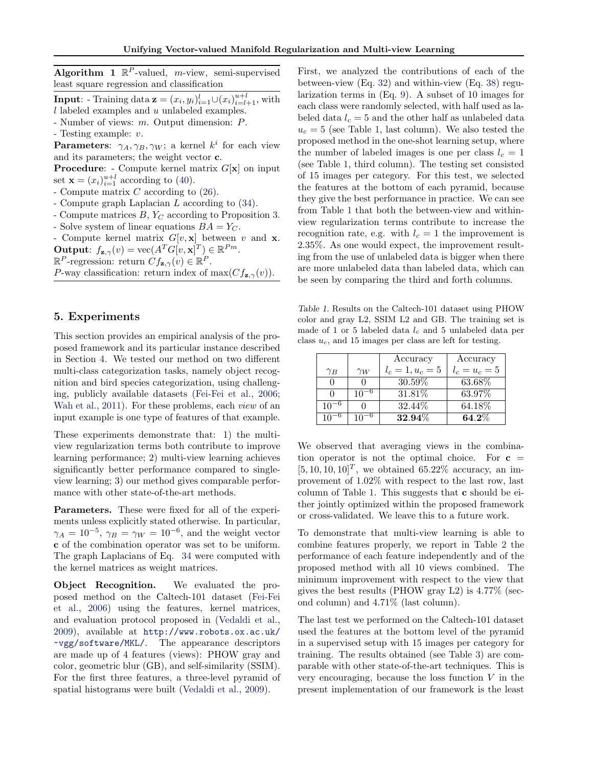**Algorithm 1** $\mathbb{R}^P$-valued, $m$-view, semi-supervised least square regression and classification

**Input**: - Training data $\mathbf{z} = (x_i, y_i)_{i=1}^{l} \cup (x_i)_{i=l+1}^{u+l}$, with $l$ labeled examples and $u$ unlabeled examples.
- Number of views: $m$. Output dimension: $P$.
- Testing example: $v$.

**Parameters**: $\gamma_A, \gamma_B, \gamma_W$; a kernel $k^i$ for each view and its parameters; the weight vector $\mathbf{c}$.

**Procedure**: - Compute kernel matrix $G[\mathbf{x}]$ on input set $\mathbf{x} = (x_i)_{i=1}^{u+l}$ according to (40).
- Compute matrix $C$ according to (26).
- Compute graph Laplacian $L$ according to (34).
- Compute matrices $B$, $Y_C$ according to Proposition 3.
- Solve system of linear equations $BA = Y_C$.
- Compute kernel matrix $G[v, \mathbf{x}]$ between $v$ and $\mathbf{x}$.

**Output**: $f_{\mathbf{z},\gamma}(v) = \text{vec}(A^T G[v, \mathbf{x}]^T) \in \mathbb{R}^{Pm}$.
$\mathbb{R}^P$-regression: return $Cf_{\mathbf{z},\gamma}(v) \in \mathbb{R}^P$.
$P$-way classification: return index of $\max(Cf_{\mathbf{z},\gamma}(v))$.

## 5. Experiments

This section provides an empirical analysis of the proposed framework and its particular instance described in Section 4. We tested our method on two different multi-class categorization tasks, namely object recognition and bird species categorization, using challenging, publicly available datasets (Fei-Fei et al., 2006; Wah et al., 2011). For these problems, each *view* of an input example is one type of features of that example.

These experiments demonstrate that: 1) the multi-view regularization terms both contribute to improve learning performance; 2) multi-view learning achieves significantly better performance compared to single-view learning; 3) our method gives comparable performance with other state-of-the-art methods.

**Parameters.** These were fixed for all of the experiments unless explicitly stated otherwise. In particular, $\gamma_A = 10^{-5}$, $\gamma_B = \gamma_W = 10^{-6}$, and the weight vector $\mathbf{c}$ of the combination operator was set to be uniform. The graph Laplacians of Eq. 34 were computed with the kernel matrices as weight matrices.

**Object Recognition.** We evaluated the proposed method on the Caltech-101 dataset (Fei-Fei et al., 2006) using the features, kernel matrices, and evaluation protocol proposed in (Vedaldi et al., 2009), available at http://www.robots.ox.ac.uk/~vgg/software/MKL/. The appearance descriptors are made up of 4 features (views): PHOW gray and color, geometric blur (GB), and self-similarity (SSIM). For the first three features, a three-level pyramid of spatial histograms were built (Vedaldi et al., 2009). First, we analyzed the contributions of each of the between-view (Eq. 32) and within-view (Eq. 38) regularization terms in (Eq. 9). A subset of 10 images for each class were randomly selected, with half used as labeled data $l_c = 5$ and the other half as unlabeled data $u_c = 5$ (see Table 1, last column). We also tested the proposed method in the one-shot learning setup, where the number of labeled images is one per class $l_c = 1$ (see Table 1, third column). The testing set consisted of 15 images per category. For this test, we selected the features at the bottom of each pyramid, because they give the best performance in practice. We can see from Table 1 that both the between-view and within-view regularization terms contribute to increase the recognition rate, e.g. with $l_c = 1$ the improvement is 2.35%. As one would expect, the improvement resulting from the use of unlabeled data is bigger when there are more unlabeled data than labeled data, which can be seen by comparing the third and forth columns.

*Table 1.* Results on the Caltech-101 dataset using PHOW color and gray L2, SSIM L2 and GB. The training set is made of 1 or 5 labeled data $l_c$ and 5 unlabeled data per class $u_c$, and 15 images per class are left for testing.

| $\gamma_B$ | $\gamma_W$ | Accuracy $l_c = 1, u_c = 5$ | Accuracy $l_c = u_c = 5$ |
|---|---|---|---|
| 0 | 0 | 30.59% | 63.68% |
| 0 | $10^{-6}$ | 31.81% | 63.97% |
| $10^{-6}$ | 0 | 32.44% | 64.18% |
| $10^{-6}$ | $10^{-6}$ | **32.94%** | **64.2%** |

We observed that averaging views in the combination operator is not the optimal choice. For $\mathbf{c} = [5, 10, 10, 10]^T$, we obtained 65.22% accuracy, an improvement of 1.02% with respect to the last row, last column of Table 1. This suggests that $\mathbf{c}$ should be either jointly optimized within the proposed framework or cross-validated. We leave this to a future work.

To demonstrate that multi-view learning is able to combine features properly, we report in Table 2 the performance of each feature independently and of the proposed method with all 10 views combined. The minimum improvement with respect to the view that gives the best results (PHOW gray L2) is 4.77% (second column) and 4.71% (last column).

The last test we performed on the Caltech-101 dataset used the features at the bottom level of the pyramid in a supervised setup with 15 images per category for training. The results obtained (see Table 3) are comparable with other state-of-the-art techniques. This is very encouraging, because the loss function $V$ in the present implementation of our framework is the least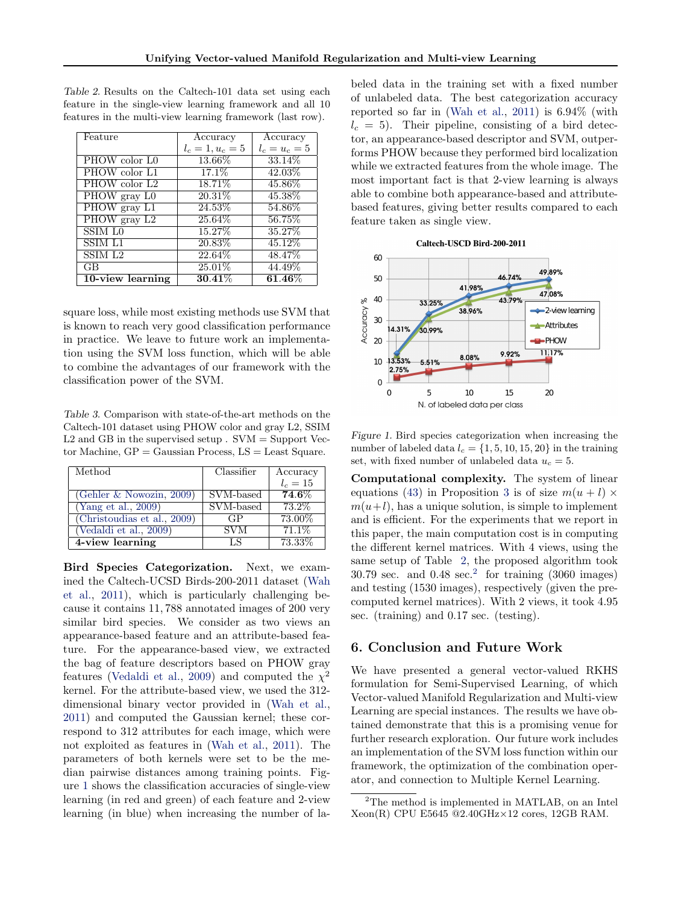*Table 2.* Results on the Caltech-101 data set using each feature in the single-view learning framework and all 10 features in the multi-view learning framework (last row).

| Feature | Accuracy $l_c = 1, u_c = 5$ | Accuracy $l_c = u_c = 5$ |
|---|---|---|
| PHOW color L0 | 13.66% | 33.14% |
| PHOW color L1 | 17.1% | 42.03% |
| PHOW color L2 | 18.71% | 45.86% |
| PHOW gray L0 | 20.31% | 45.38% |
| PHOW gray L1 | 24.53% | 54.86% |
| PHOW gray L2 | 25.64% | 56.75% |
| SSIM L0 | 15.27% | 35.27% |
| SSIM L1 | 20.83% | 45.12% |
| SSIM L2 | 22.64% | 48.47% |
| GB | 25.01% | 44.49% |
| **10-view learning** | **30.41**% | **61.46**% |

square loss, while most existing methods use SVM that is known to reach very good classification performance in practice. We leave to future work an implementation using the SVM loss function, which will be able to combine the advantages of our framework with the classification power of the SVM.

*Table 3.* Comparison with state-of-the-art methods on the Caltech-101 dataset using PHOW color and gray L2, SSIM L2 and GB in the supervised setup . SVM = Support Vector Machine, GP = Gaussian Process, LS = Least Square.

| Method | Classifier | Accuracy $l_c = 15$ |
|---|---|---|
| (Gehler & Nowozin, 2009) | SVM-based | **74.6**% |
| (Yang et al., 2009) | SVM-based | 73.2% |
| (Christoudias et al., 2009) | GP | 73.00% |
| (Vedaldi et al., 2009) | SVM | 71.1% |
| **4-view learning** | LS | 73.33% |

**Bird Species Categorization.** Next, we examined the Caltech-UCSD Birds-200-2011 dataset (Wah et al., 2011), which is particularly challenging because it contains 11,788 annotated images of 200 very similar bird species. We consider as two views an appearance-based feature and an attribute-based feature. For the appearance-based view, we extracted the bag of feature descriptors based on PHOW gray features (Vedaldi et al., 2009) and computed the $\chi^2$ kernel. For the attribute-based view, we used the 312-dimensional binary vector provided in (Wah et al., 2011) and computed the Gaussian kernel; these correspond to 312 attributes for each image, which were not exploited as features in (Wah et al., 2011). The parameters of both kernels were set to be the median pairwise distances among training points. Figure 1 shows the classification accuracies of single-view learning (in red and green) of each feature and 2-view learning (in blue) when increasing the number of labeled data in the training set with a fixed number of unlabeled data. The best categorization accuracy reported so far in (Wah et al., 2011) is 6.94% (with $l_c = 5$). Their pipeline, consisting of a bird detector, an appearance-based descriptor and SVM, outperforms PHOW because they performed bird localization while we extracted features from the whole image. The most important fact is that 2-view learning is always able to combine both appearance-based and attribute-based features, giving better results compared to each feature taken as single view.

*Figure 1.* Bird species categorization when increasing the number of labeled data $l_c = \{1, 5, 10, 15, 20\}$ in the training set, with fixed number of unlabeled data $u_c = 5$.

**Computational complexity.** The system of linear equations (43) in Proposition 3 is of size $m(u+l) \times m(u+l)$, has a unique solution, is simple to implement and is efficient. For the experiments that we report in this paper, the main computation cost is in computing the different kernel matrices. With 4 views, using the same setup of Table 2, the proposed algorithm took 30.79 sec. and 0.48 sec.[2] for training (3060 images) and testing (1530 images), respectively (given the precomputed kernel matrices). With 2 views, it took 4.95 sec. (training) and 0.17 sec. (testing).

## 6. Conclusion and Future Work

We have presented a general vector-valued RKHS formulation for Semi-Supervised Learning, of which Vector-valued Manifold Regularization and Multi-view Learning are special instances. The results we have obtained demonstrate that this is a promising venue for further research exploration. Our future work includes an implementation of the SVM loss function within our framework, the optimization of the combination operator, and connection to Multiple Kernel Learning.

[2] The method is implemented in MATLAB, on an Intel Xeon(R) CPU E5645 @2.40GHz×12 cores, 12GB RAM.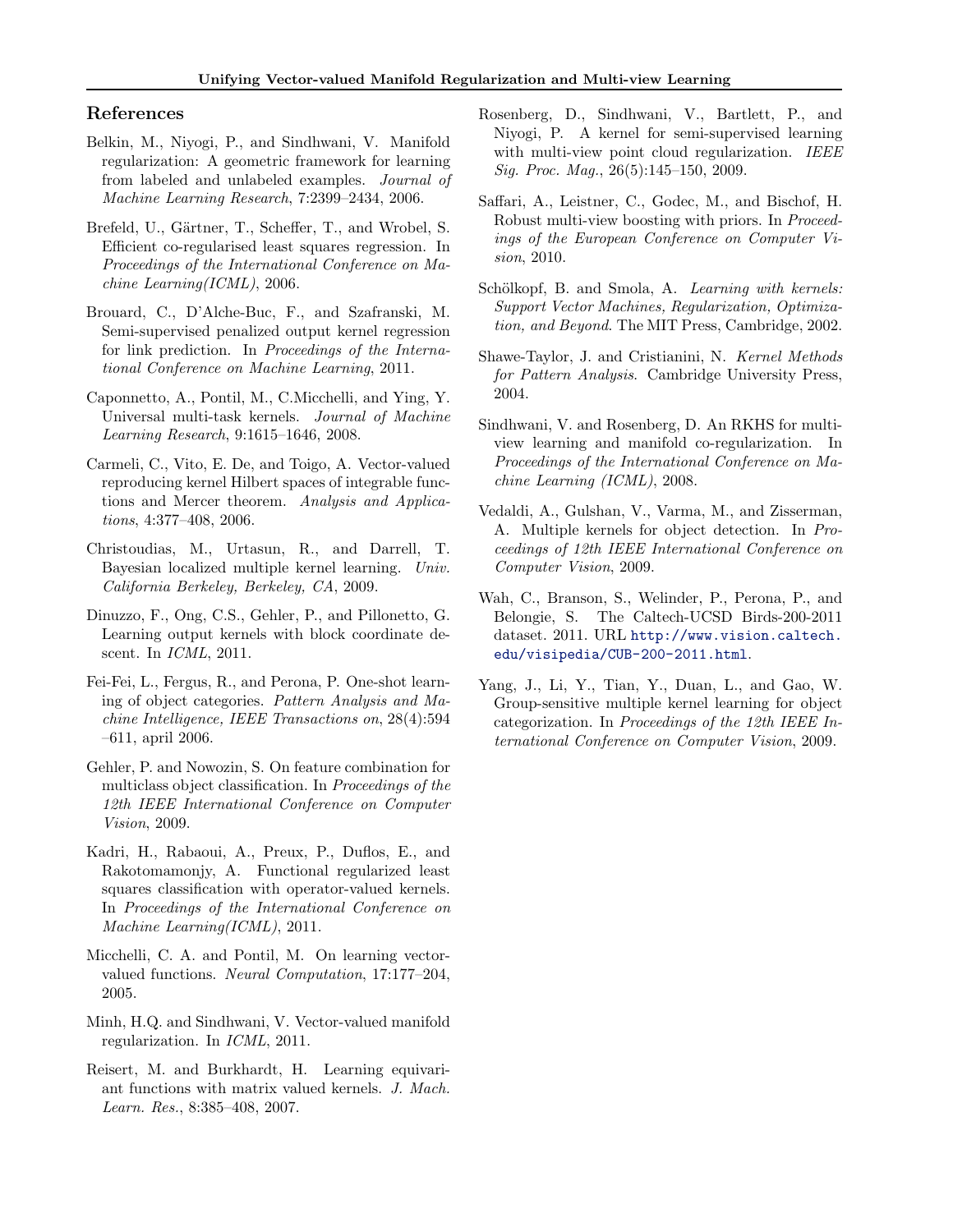## References

Belkin, M., Niyogi, P., and Sindhwani, V. Manifold regularization: A geometric framework for learning from labeled and unlabeled examples. *Journal of Machine Learning Research*, 7:2399–2434, 2006.

Brefeld, U., Gärtner, T., Scheffer, T., and Wrobel, S. Efficient co-regularised least squares regression. In *Proceedings of the International Conference on Machine Learning(ICML)*, 2006.

Brouard, C., D'Alche-Buc, F., and Szafranski, M. Semi-supervised penalized output kernel regression for link prediction. In *Proceedings of the International Conference on Machine Learning*, 2011.

Caponnetto, A., Pontil, M., C.Micchelli, and Ying, Y. Universal multi-task kernels. *Journal of Machine Learning Research*, 9:1615–1646, 2008.

Carmeli, C., Vito, E. De, and Toigo, A. Vector-valued reproducing kernel Hilbert spaces of integrable functions and Mercer theorem. *Analysis and Applications*, 4:377–408, 2006.

Christoudias, M., Urtasun, R., and Darrell, T. Bayesian localized multiple kernel learning. *Univ. California Berkeley, Berkeley, CA*, 2009.

Dinuzzo, F., Ong, C.S., Gehler, P., and Pillonetto, G. Learning output kernels with block coordinate descent. In *ICML*, 2011.

Fei-Fei, L., Fergus, R., and Perona, P. One-shot learning of object categories. *Pattern Analysis and Machine Intelligence, IEEE Transactions on*, 28(4):594 –611, april 2006.

Gehler, P. and Nowozin, S. On feature combination for multiclass object classification. In *Proceedings of the 12th IEEE International Conference on Computer Vision*, 2009.

Kadri, H., Rabaoui, A., Preux, P., Duflos, E., and Rakotomamonjy, A. Functional regularized least squares classification with operator-valued kernels. In *Proceedings of the International Conference on Machine Learning(ICML)*, 2011.

Micchelli, C. A. and Pontil, M. On learning vector-valued functions. *Neural Computation*, 17:177–204, 2005.

Minh, H.Q. and Sindhwani, V. Vector-valued manifold regularization. In *ICML*, 2011.

Reisert, M. and Burkhardt, H. Learning equivariant functions with matrix valued kernels. *J. Mach. Learn. Res.*, 8:385–408, 2007.

Rosenberg, D., Sindhwani, V., Bartlett, P., and Niyogi, P. A kernel for semi-supervised learning with multi-view point cloud regularization. *IEEE Sig. Proc. Mag.*, 26(5):145–150, 2009.

Saffari, A., Leistner, C., Godec, M., and Bischof, H. Robust multi-view boosting with priors. In *Proceedings of the European Conference on Computer Vision*, 2010.

Schölkopf, B. and Smola, A. *Learning with kernels: Support Vector Machines, Regularization, Optimization, and Beyond*. The MIT Press, Cambridge, 2002.

Shawe-Taylor, J. and Cristianini, N. *Kernel Methods for Pattern Analysis*. Cambridge University Press, 2004.

Sindhwani, V. and Rosenberg, D. An RKHS for multi-view learning and manifold co-regularization. In *Proceedings of the International Conference on Machine Learning (ICML)*, 2008.

Vedaldi, A., Gulshan, V., Varma, M., and Zisserman, A. Multiple kernels for object detection. In *Proceedings of 12th IEEE International Conference on Computer Vision*, 2009.

Wah, C., Branson, S., Welinder, P., Perona, P., and Belongie, S. The Caltech-UCSD Birds-200-2011 dataset. 2011. URL http://www.vision.caltech.edu/visipedia/CUB-200-2011.html.

Yang, J., Li, Y., Tian, Y., Duan, L., and Gao, W. Group-sensitive multiple kernel learning for object categorization. In *Proceedings of the 12th IEEE International Conference on Computer Vision*, 2009.